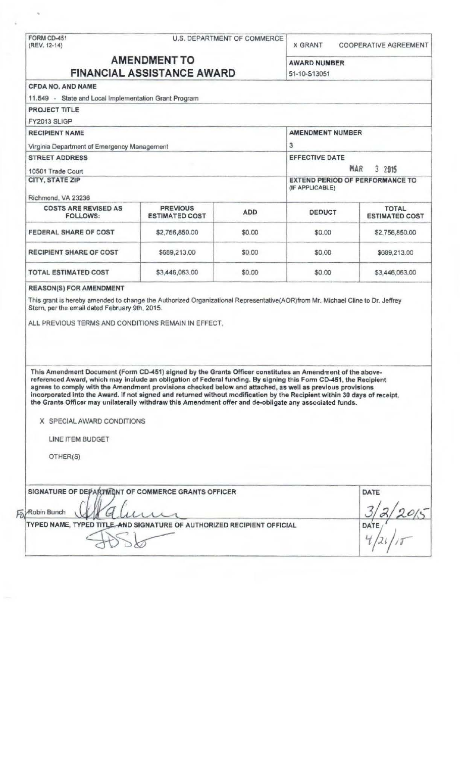FORM CD-451
(REV. 12-14)

U.S. DEPARTMENT OF COMMERCE

X GRANT   COOPERATIVE AGREEMENT

# AMENDMENT TO FINANCIAL ASSISTANCE AWARD

**AWARD NUMBER**
51-10-S13051

**CFDA NO. AND NAME**
11.549 - State and Local Implementation Grant Program

**PROJECT TITLE**
FY2013 SLIGP

**RECIPIENT NAME**
Virginia Department of Emergency Management

**AMENDMENT NUMBER**
3

**STREET ADDRESS**
10501 Trade Court

**EFFECTIVE DATE**
MAR 3 2015

**CITY, STATE ZIP**
Richmond, VA 23236

**EXTEND PERIOD OF PERFORMANCE TO (IF APPLICABLE)**

| COSTS ARE REVISED AS FOLLOWS: | PREVIOUS ESTIMATED COST | ADD | DEDUCT | TOTAL ESTIMATED COST |
|---|---|---|---|---|
| FEDERAL SHARE OF COST | $2,756,850.00 | $0.00 | $0.00 | $2,756,850.00 |
| RECIPIENT SHARE OF COST | $689,213.00 | $0.00 | $0.00 | $689,213.00 |
| TOTAL ESTIMATED COST | $3,446,063.00 | $0.00 | $0.00 | $3,446,063.00 |

**REASON(S) FOR AMENDMENT**

This grant is hereby amended to change the Authorized Organizational Representative(AOR)from Mr. Michael Cline to Dr. Jeffrey Stern, per the email dated February 9th, 2015.

ALL PREVIOUS TERMS AND CONDITIONS REMAIN IN EFFECT.

**This Amendment Document (Form CD-451) signed by the Grants Officer constitutes an Amendment of the above-referenced Award, which may include an obligation of Federal funding. By signing this Form CD-451, the Recipient agrees to comply with the Amendment provisions checked below and attached, as well as previous provisions incorporated into the Award. If not signed and returned without modification by the Recipient within 30 days of receipt, the Grants Officer may unilaterally withdraw this Amendment offer and de-obligate any associated funds.**

X SPECIAL AWARD CONDITIONS

LINE ITEM BUDGET

OTHER(S)

**SIGNATURE OF DEPARTMENT OF COMMERCE GRANTS OFFICER**
For Robin Bunch

**DATE**
3/2/2015

**TYPED NAME, TYPED TITLE, AND SIGNATURE OF AUTHORIZED RECIPIENT OFFICIAL**

**DATE**
4/21/15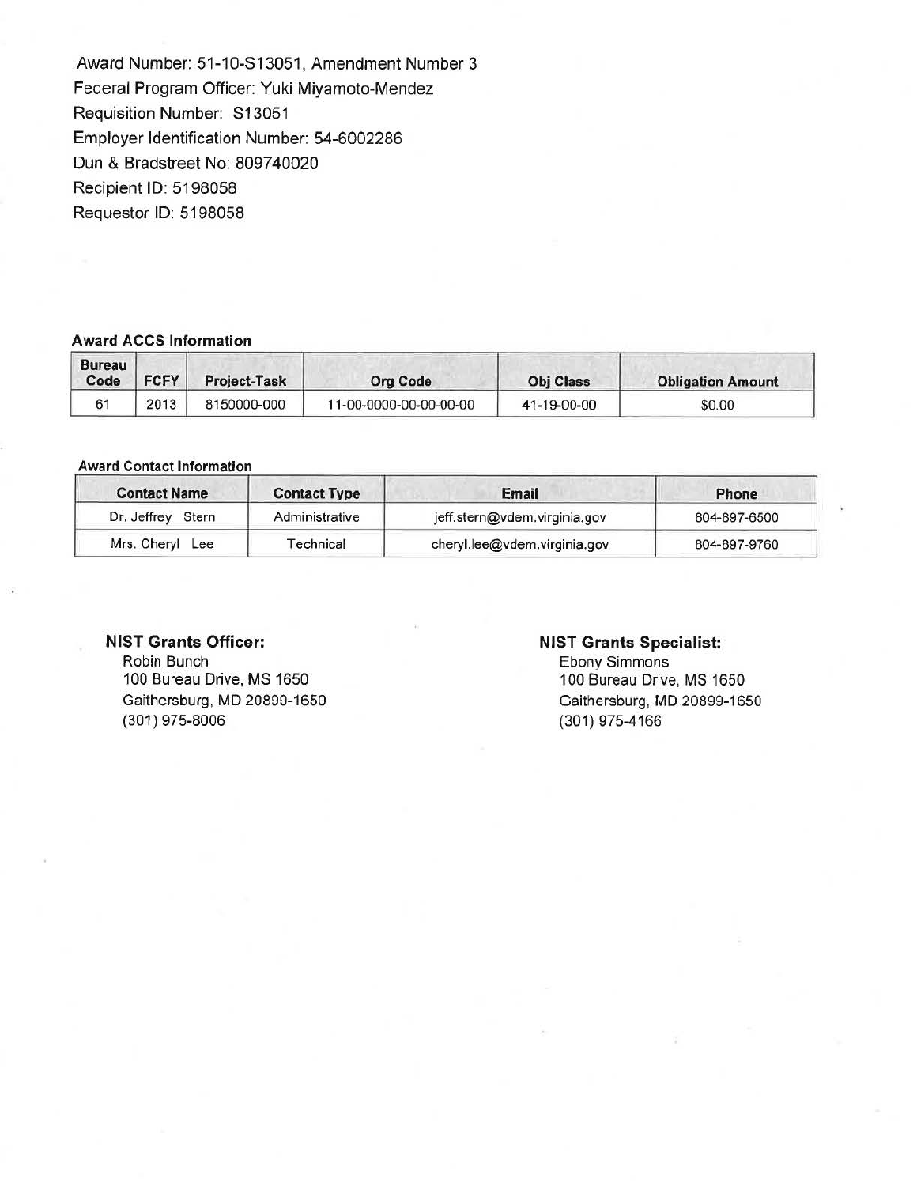Award Number: 51-10-S13051, Amendment Number 3
Federal Program Officer: Yuki Miyamoto-Mendez
Requisition Number: S13051
Employer Identification Number: 54-6002286
Dun & Bradstreet No: 809740020
Recipient ID: 5198058
Requestor ID: 5198058

**Award ACCS Information**

| Bureau Code | FCFY | Project-Task | Org Code | Obj Class | Obligation Amount |
|---|---|---|---|---|---|
| 61 | 2013 | 8150000-000 | 11-00-0000-00-00-00-00 | 41-19-00-00 | $0.00 |

**Award Contact Information**

| Contact Name | Contact Type | Email | Phone |
|---|---|---|---|
| Dr. Jeffrey Stern | Administrative | jeff.stern@vdem.virginia.gov | 804-897-6500 |
| Mrs. Cheryl Lee | Technical | cheryl.lee@vdem.virginia.gov | 804-897-9760 |

**NIST Grants Officer:**
Robin Bunch
100 Bureau Drive, MS 1650
Gaithersburg, MD 20899-1650
(301) 975-8006

**NIST Grants Specialist:**
Ebony Simmons
100 Bureau Drive, MS 1650
Gaithersburg, MD 20899-1650
(301) 975-4166